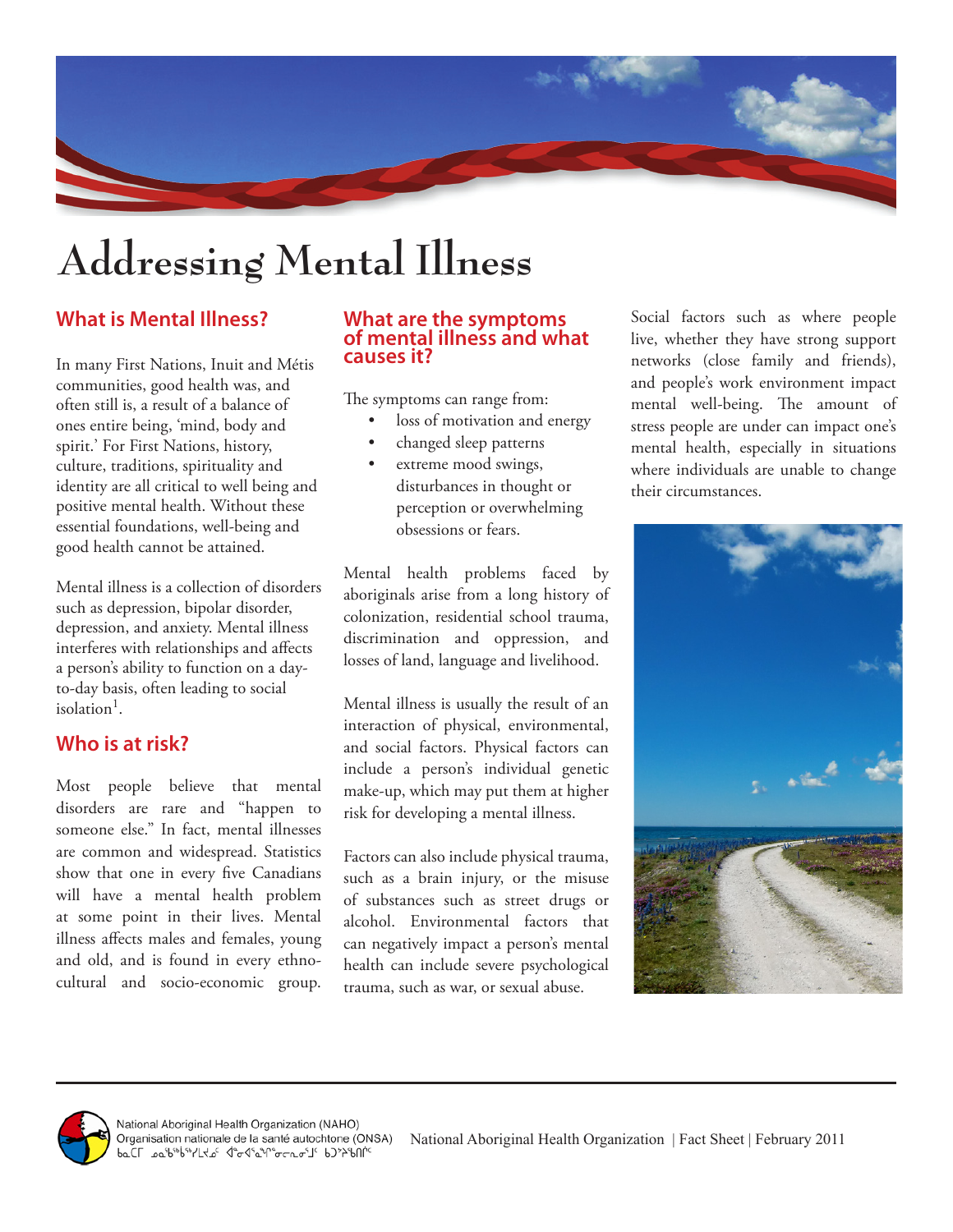# Addressing Mental Illness

## What is Mental Illness?

In many First Nations, Inuit and Métis communities, good health was, and often still is, a result of a balance of ones entire being, 'mind, body and spirit.' For First Nations, history, culture, traditions, spirituality and identity are all critical to well being and positive mental health. Without these essential foundations, well-being and good health cannot be attained.

Mental illness is a collection of disorders such as depression, bipolar disorder, depression, and anxiety. Mental illness interferes with relationships and affects a person's ability to function on a day-to-day basis, often leading to social isolation[1].

## Who is at risk?

Most people believe that mental disorders are rare and "happen to someone else." In fact, mental illnesses are common and widespread. Statistics show that one in every five Canadians will have a mental health problem at some point in their lives. Mental illness affects males and females, young and old, and is found in every ethno-cultural and socio-economic group.

## What are the symptoms of mental illness and what causes it?

The symptoms can range from:

- loss of motivation and energy
- changed sleep patterns
- extreme mood swings, disturbances in thought or perception or overwhelming obsessions or fears.

Mental health problems faced by aboriginals arise from a long history of colonization, residential school trauma, discrimination and oppression, and losses of land, language and livelihood.

Mental illness is usually the result of an interaction of physical, environmental, and social factors. Physical factors can include a person's individual genetic make-up, which may put them at higher risk for developing a mental illness.

Factors can also include physical trauma, such as a brain injury, or the misuse of substances such as street drugs or alcohol. Environmental factors that can negatively impact a person's mental health can include severe psychological trauma, such as war, or sexual abuse.

Social factors such as where people live, whether they have strong support networks (close family and friends), and people's work environment impact mental well-being. The amount of stress people are under can impact one's mental health, especially in situations where individuals are unable to change their circumstances.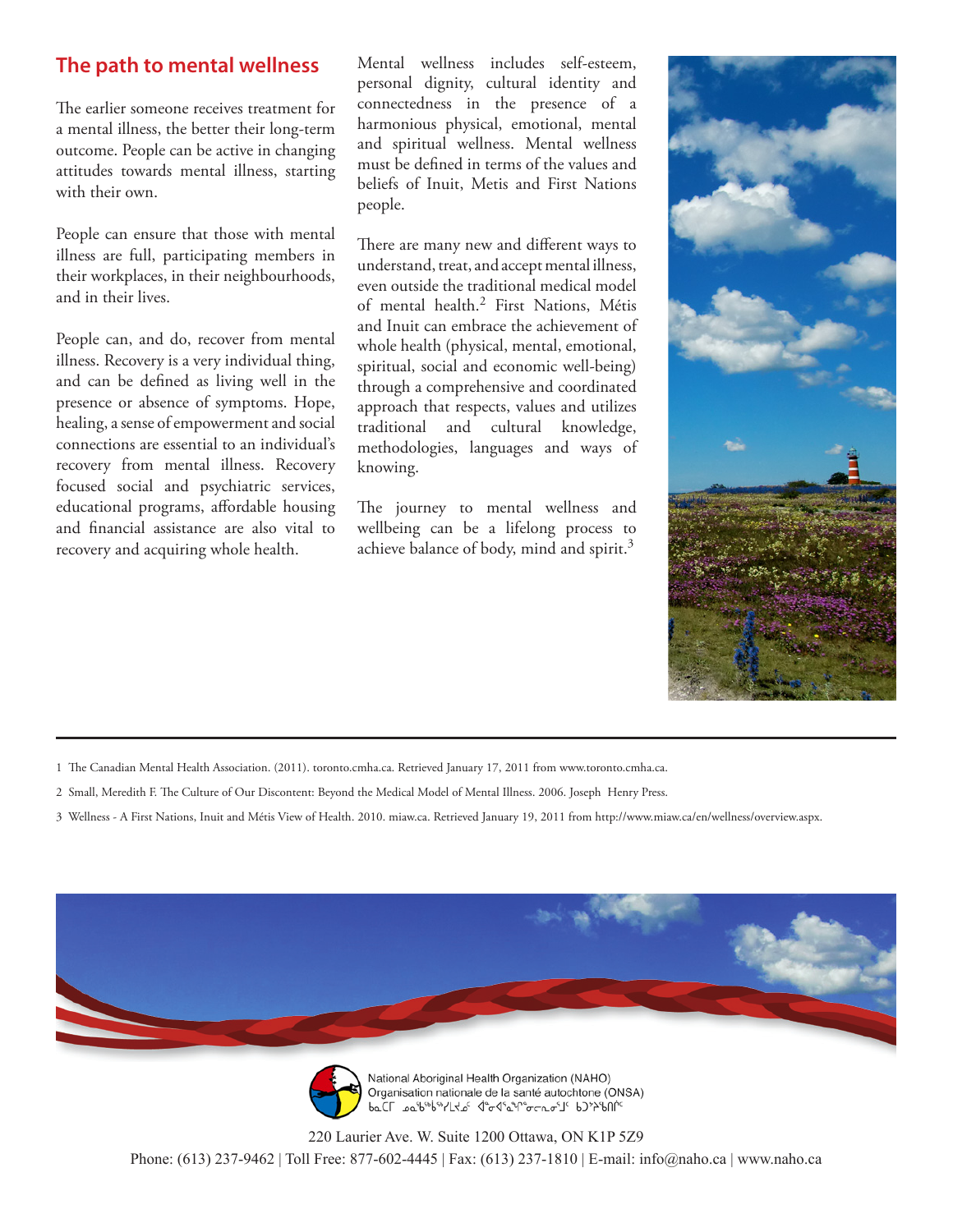## The path to mental wellness

The earlier someone receives treatment for a mental illness, the better their long-term outcome. People can be active in changing attitudes towards mental illness, starting with their own.

People can ensure that those with mental illness are full, participating members in their workplaces, in their neighbourhoods, and in their lives.

People can, and do, recover from mental illness. Recovery is a very individual thing, and can be defined as living well in the presence or absence of symptoms. Hope, healing, a sense of empowerment and social connections are essential to an individual's recovery from mental illness. Recovery focused social and psychiatric services, educational programs, affordable housing and financial assistance are also vital to recovery and acquiring whole health.

Mental wellness includes self-esteem, personal dignity, cultural identity and connectedness in the presence of a harmonious physical, emotional, mental and spiritual wellness. Mental wellness must be defined in terms of the values and beliefs of Inuit, Metis and First Nations people.

There are many new and different ways to understand, treat, and accept mental illness, even outside the traditional medical model of mental health.[2] First Nations, Métis and Inuit can embrace the achievement of whole health (physical, mental, emotional, spiritual, social and economic well-being) through a comprehensive and coordinated approach that respects, values and utilizes traditional and cultural knowledge, methodologies, languages and ways of knowing.

The journey to mental wellness and wellbeing can be a lifelong process to achieve balance of body, mind and spirit.[3]

---

1 The Canadian Mental Health Association. (2011). toronto.cmha.ca. Retrieved January 17, 2011 from www.toronto.cmha.ca.

2 Small, Meredith F. The Culture of Our Discontent: Beyond the Medical Model of Mental Illness. 2006. Joseph Henry Press.

3 Wellness - A First Nations, Inuit and Métis View of Health. 2010. miaw.ca. Retrieved January 19, 2011 from http://www.miaw.ca/en/wellness/overview.aspx.

National Aboriginal Health Organization (NAHO)
Organisation nationale de la santé autochtone (ONSA)
ᑲᓇᑕᒥ ᓄᓇᖃᖅᑳᖅᓯᒪᔪᓄᑦ ᐋᓐᓂᐊᖃᕐᓇᙱᓐᓂᕐᒧᑦ ᑲᑐᔾᔨᖃᑎᒌᑦ

220 Laurier Ave. W. Suite 1200 Ottawa, ON K1P 5Z9
Phone: (613) 237-9462 | Toll Free: 877-602-4445 | Fax: (613) 237-1810 | E-mail: info@naho.ca | www.naho.ca